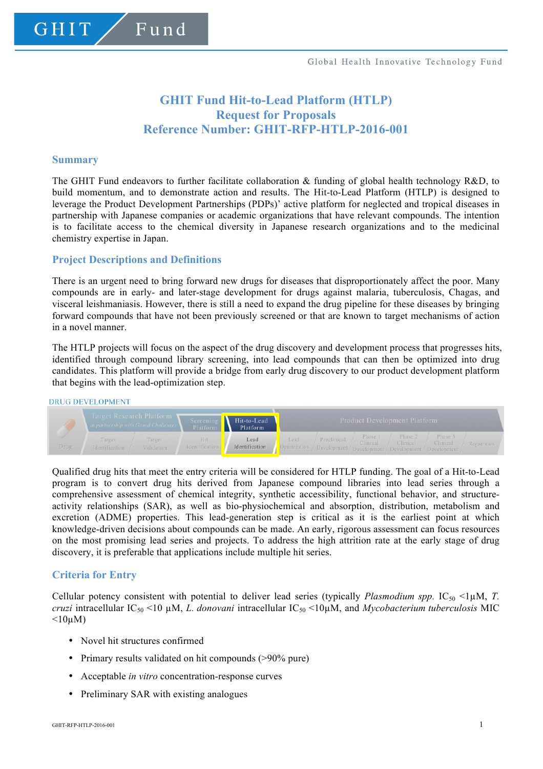# GHIT Fund Hit-to-Lead Platform (HTLP)
# Request for Proposals
# Reference Number: GHIT-RFP-HTLP-2016-001

## Summary

The GHIT Fund endeavors to further facilitate collaboration & funding of global health technology R&D, to build momentum, and to demonstrate action and results. The Hit-to-Lead Platform (HTLP) is designed to leverage the Product Development Partnerships (PDPs)' active platform for neglected and tropical diseases in partnership with Japanese companies or academic organizations that have relevant compounds. The intention is to facilitate access to the chemical diversity in Japanese research organizations and to the medicinal chemistry expertise in Japan.

## Project Descriptions and Definitions

There is an urgent need to bring forward new drugs for diseases that disproportionately affect the poor. Many compounds are in early- and later-stage development for drugs against malaria, tuberculosis, Chagas, and visceral leishmaniasis. However, there is still a need to expand the drug pipeline for these diseases by bringing forward compounds that have not been previously screened or that are known to target mechanisms of action in a novel manner.

The HTLP projects will focus on the aspect of the drug discovery and development process that progresses hits, identified through compound library screening, into lead compounds that can then be optimized into drug candidates. This platform will provide a bridge from early drug discovery to our product development platform that begins with the lead-optimization step.

DRUG DEVELOPMENT

| Drug | Target Research Platform (in partnership with Grand Challenges) | | Screening Platform | Hit-to-Lead Platform | Product Development Platform | | | | | |
|---|---|---|---|---|---|---|---|---|---|---|
| | Target Identification | Target Validation | Hit Identification | Lead Identification | Lead Optimization | Preclinical Development | Phase 1 Clinical Development | Phase 2 Clinical Development | Phase 3 Clinical Development | Registration |

Qualified drug hits that meet the entry criteria will be considered for HTLP funding. The goal of a Hit-to-Lead program is to convert drug hits derived from Japanese compound libraries into lead series through a comprehensive assessment of chemical integrity, synthetic accessibility, functional behavior, and structure-activity relationships (SAR), as well as bio-physiochemical and absorption, distribution, metabolism and excretion (ADME) properties. This lead-generation step is critical as it is the earliest point at which knowledge-driven decisions about compounds can be made. An early, rigorous assessment can focus resources on the most promising lead series and projects. To address the high attrition rate at the early stage of drug discovery, it is preferable that applications include multiple hit series.

## Criteria for Entry

Cellular potency consistent with potential to deliver lead series (typically *Plasmodium spp.* $IC_{50}$ <1µM, *T. cruzi* intracellular $IC_{50}$ <10 µM, *L. donovani* intracellular $IC_{50}$ <10µM, and *Mycobacterium tuberculosis* MIC <10µM)

- Novel hit structures confirmed
- Primary results validated on hit compounds (>90% pure)
- Acceptable *in vitro* concentration-response curves
- Preliminary SAR with existing analogues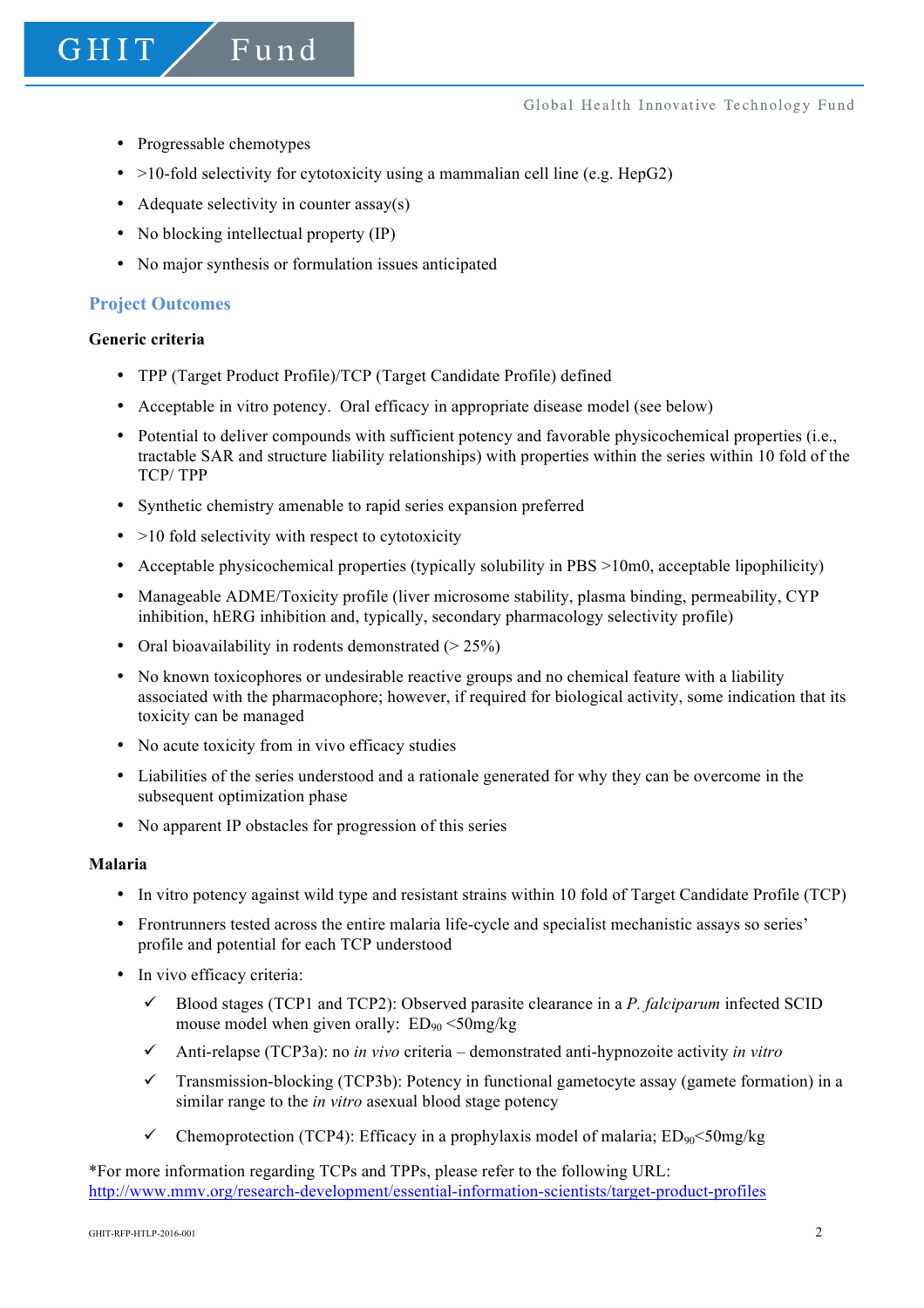- Progressable chemotypes
- >10-fold selectivity for cytotoxicity using a mammalian cell line (e.g. HepG2)
- Adequate selectivity in counter assay(s)
- No blocking intellectual property (IP)
- No major synthesis or formulation issues anticipated

## Project Outcomes

**Generic criteria**

- TPP (Target Product Profile)/TCP (Target Candidate Profile) defined
- Acceptable in vitro potency. Oral efficacy in appropriate disease model (see below)
- Potential to deliver compounds with sufficient potency and favorable physicochemical properties (i.e., tractable SAR and structure liability relationships) with properties within the series within 10 fold of the TCP/ TPP
- Synthetic chemistry amenable to rapid series expansion preferred
- >10 fold selectivity with respect to cytotoxicity
- Acceptable physicochemical properties (typically solubility in PBS >10m0, acceptable lipophilicity)
- Manageable ADME/Toxicity profile (liver microsome stability, plasma binding, permeability, CYP inhibition, hERG inhibition and, typically, secondary pharmacology selectivity profile)
- Oral bioavailability in rodents demonstrated (> 25%)
- No known toxicophores or undesirable reactive groups and no chemical feature with a liability associated with the pharmacophore; however, if required for biological activity, some indication that its toxicity can be managed
- No acute toxicity from in vivo efficacy studies
- Liabilities of the series understood and a rationale generated for why they can be overcome in the subsequent optimization phase
- No apparent IP obstacles for progression of this series

**Malaria**

- In vitro potency against wild type and resistant strains within 10 fold of Target Candidate Profile (TCP)
- Frontrunners tested across the entire malaria life-cycle and specialist mechanistic assays so series' profile and potential for each TCP understood
- In vivo efficacy criteria:
  - ✓ Blood stages (TCP1 and TCP2): Observed parasite clearance in a *P. falciparum* infected SCID mouse model when given orally: $ED_{90}$ <50mg/kg
  - ✓ Anti-relapse (TCP3a): no *in vivo* criteria – demonstrated anti-hypnozoite activity *in vitro*
  - ✓ Transmission-blocking (TCP3b): Potency in functional gametocyte assay (gamete formation) in a similar range to the *in vitro* asexual blood stage potency
  - ✓ Chemoprotection (TCP4): Efficacy in a prophylaxis model of malaria; $ED_{90}$<50mg/kg

*For more information regarding TCPs and TPPs, please refer to the following URL:
http://www.mmv.org/research-development/essential-information-scientists/target-product-profiles

GHIT-RFP-HTLP-2016-001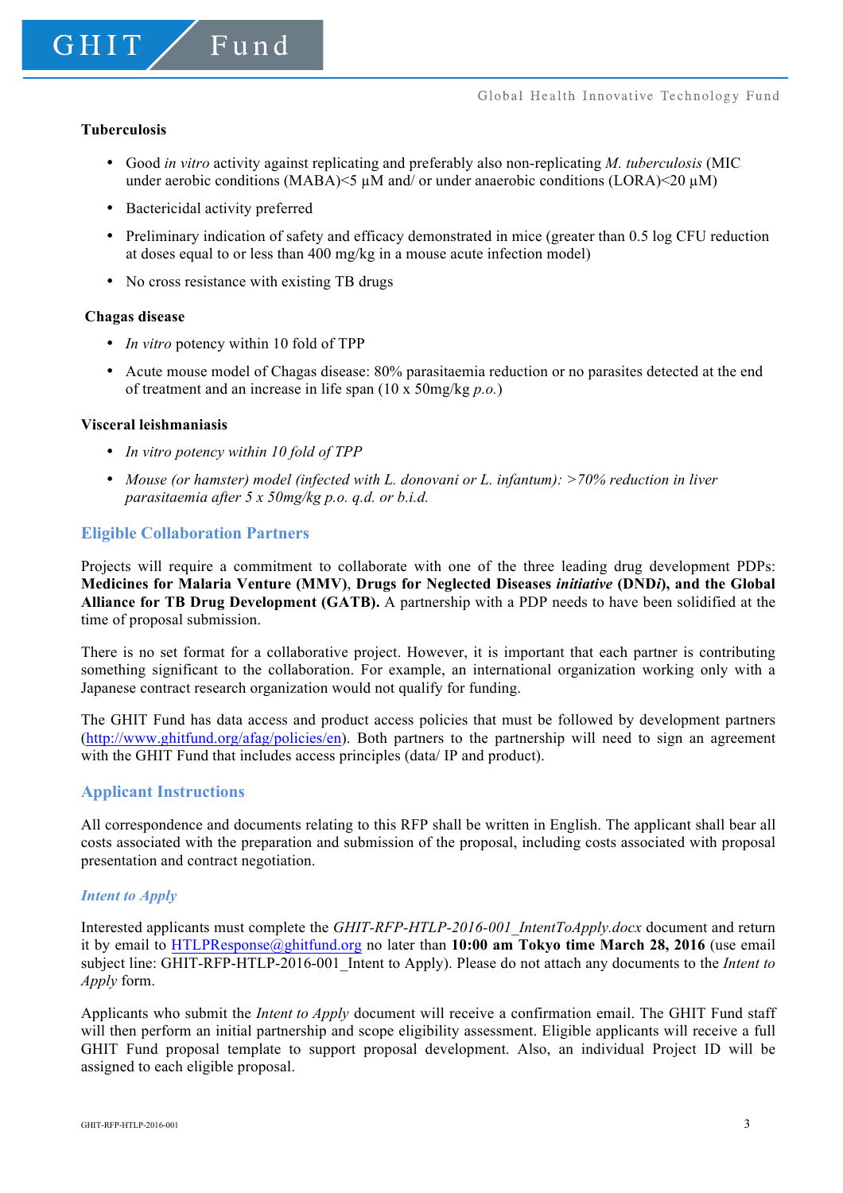**Tuberculosis**

- Good *in vitro* activity against replicating and preferably also non-replicating *M. tuberculosis* (MIC under aerobic conditions (MABA)<5 μM and/ or under anaerobic conditions (LORA)<20 μM)
- Bactericidal activity preferred
- Preliminary indication of safety and efficacy demonstrated in mice (greater than 0.5 log CFU reduction at doses equal to or less than 400 mg/kg in a mouse acute infection model)
- No cross resistance with existing TB drugs

**Chagas disease**

- *In vitro* potency within 10 fold of TPP
- Acute mouse model of Chagas disease: 80% parasitaemia reduction or no parasites detected at the end of treatment and an increase in life span (10 x 50mg/kg *p.o.*)

**Visceral leishmaniasis**

- *In vitro potency within 10 fold of TPP*
- *Mouse (or hamster) model (infected with L. donovani or L. infantum): >70% reduction in liver parasitaemia after 5 x 50mg/kg p.o. q.d. or b.i.d.*

## Eligible Collaboration Partners

Projects will require a commitment to collaborate with one of the three leading drug development PDPs: **Medicines for Malaria Venture (MMV)**, **Drugs for Neglected Diseases *initiative* (DND*i*), and the Global Alliance for TB Drug Development (GATB).** A partnership with a PDP needs to have been solidified at the time of proposal submission.

There is no set format for a collaborative project. However, it is important that each partner is contributing something significant to the collaboration. For example, an international organization working only with a Japanese contract research organization would not qualify for funding.

The GHIT Fund has data access and product access policies that must be followed by development partners (http://www.ghitfund.org/afag/policies/en). Both partners to the partnership will need to sign an agreement with the GHIT Fund that includes access principles (data/ IP and product).

## Applicant Instructions

All correspondence and documents relating to this RFP shall be written in English. The applicant shall bear all costs associated with the preparation and submission of the proposal, including costs associated with proposal presentation and contract negotiation.

### *Intent to Apply*

Interested applicants must complete the *GHIT-RFP-HTLP-2016-001_IntentToApply.docx* document and return it by email to HTLPResponse@ghitfund.org no later than **10:00 am Tokyo time March 28, 2016** (use email subject line: GHIT-RFP-HTLP-2016-001_Intent to Apply). Please do not attach any documents to the *Intent to Apply* form.

Applicants who submit the *Intent to Apply* document will receive a confirmation email. The GHIT Fund staff will then perform an initial partnership and scope eligibility assessment. Eligible applicants will receive a full GHIT Fund proposal template to support proposal development. Also, an individual Project ID will be assigned to each eligible proposal.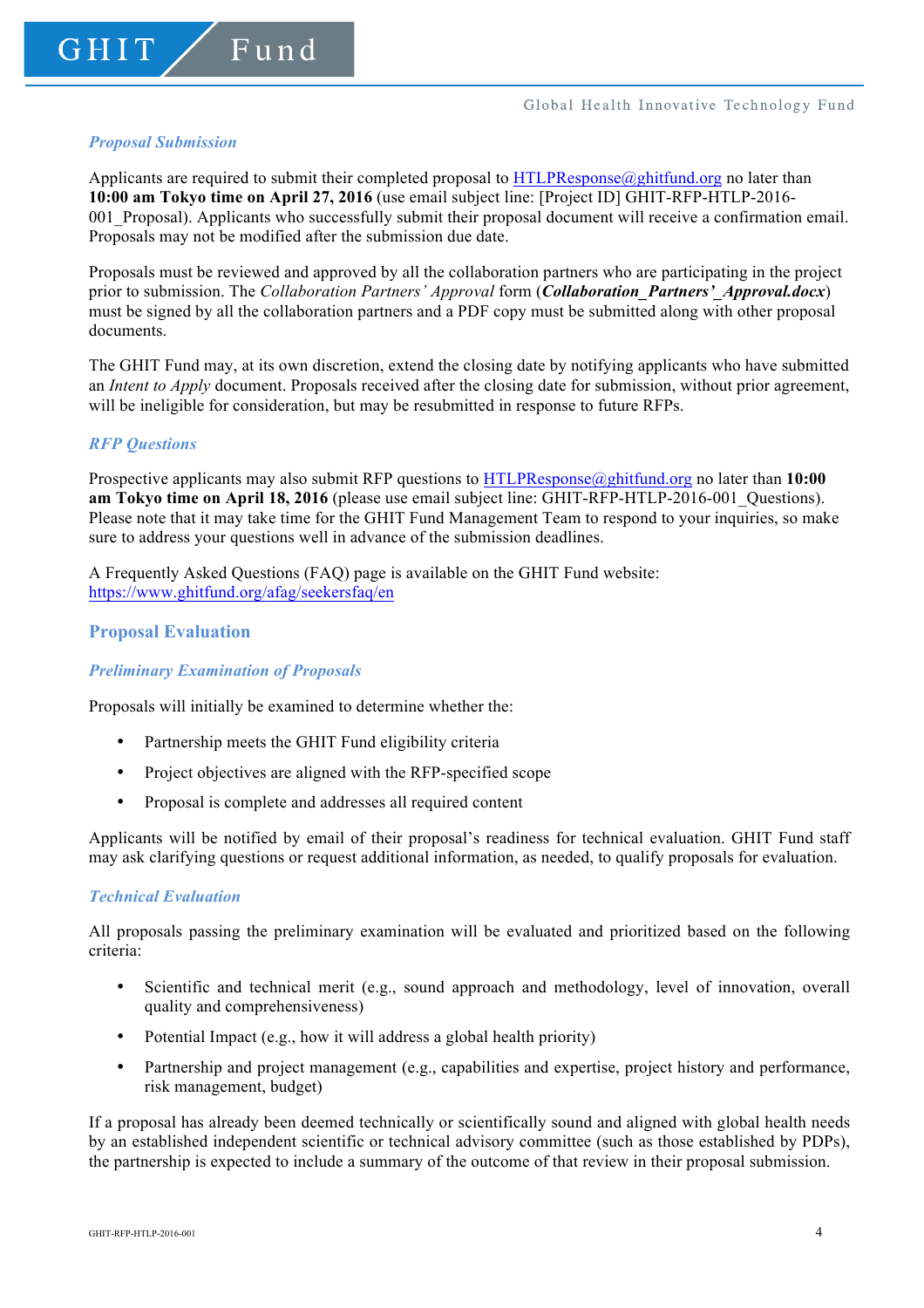### *Proposal Submission*

Applicants are required to submit their completed proposal to HTLPResponse@ghitfund.org no later than **10:00 am Tokyo time on April 27, 2016** (use email subject line: [Project ID] GHIT-RFP-HTLP-2016-001_Proposal). Applicants who successfully submit their proposal document will receive a confirmation email. Proposals may not be modified after the submission due date.

Proposals must be reviewed and approved by all the collaboration partners who are participating in the project prior to submission. The *Collaboration Partners' Approval* form (***Collaboration_Partners'_Approval.docx***) must be signed by all the collaboration partners and a PDF copy must be submitted along with other proposal documents.

The GHIT Fund may, at its own discretion, extend the closing date by notifying applicants who have submitted an *Intent to Apply* document. Proposals received after the closing date for submission, without prior agreement, will be ineligible for consideration, but may be resubmitted in response to future RFPs.

### *RFP Questions*

Prospective applicants may also submit RFP questions to HTLPResponse@ghitfund.org no later than **10:00 am Tokyo time on April 18, 2016** (please use email subject line: GHIT-RFP-HTLP-2016-001_Questions). Please note that it may take time for the GHIT Fund Management Team to respond to your inquiries, so make sure to address your questions well in advance of the submission deadlines.

A Frequently Asked Questions (FAQ) page is available on the GHIT Fund website: https://www.ghitfund.org/afag/seekersfaq/en

## Proposal Evaluation

### *Preliminary Examination of Proposals*

Proposals will initially be examined to determine whether the:

- Partnership meets the GHIT Fund eligibility criteria
- Project objectives are aligned with the RFP-specified scope
- Proposal is complete and addresses all required content

Applicants will be notified by email of their proposal's readiness for technical evaluation. GHIT Fund staff may ask clarifying questions or request additional information, as needed, to qualify proposals for evaluation.

### *Technical Evaluation*

All proposals passing the preliminary examination will be evaluated and prioritized based on the following criteria:

- Scientific and technical merit (e.g., sound approach and methodology, level of innovation, overall quality and comprehensiveness)
- Potential Impact (e.g., how it will address a global health priority)
- Partnership and project management (e.g., capabilities and expertise, project history and performance, risk management, budget)

If a proposal has already been deemed technically or scientifically sound and aligned with global health needs by an established independent scientific or technical advisory committee (such as those established by PDPs), the partnership is expected to include a summary of the outcome of that review in their proposal submission.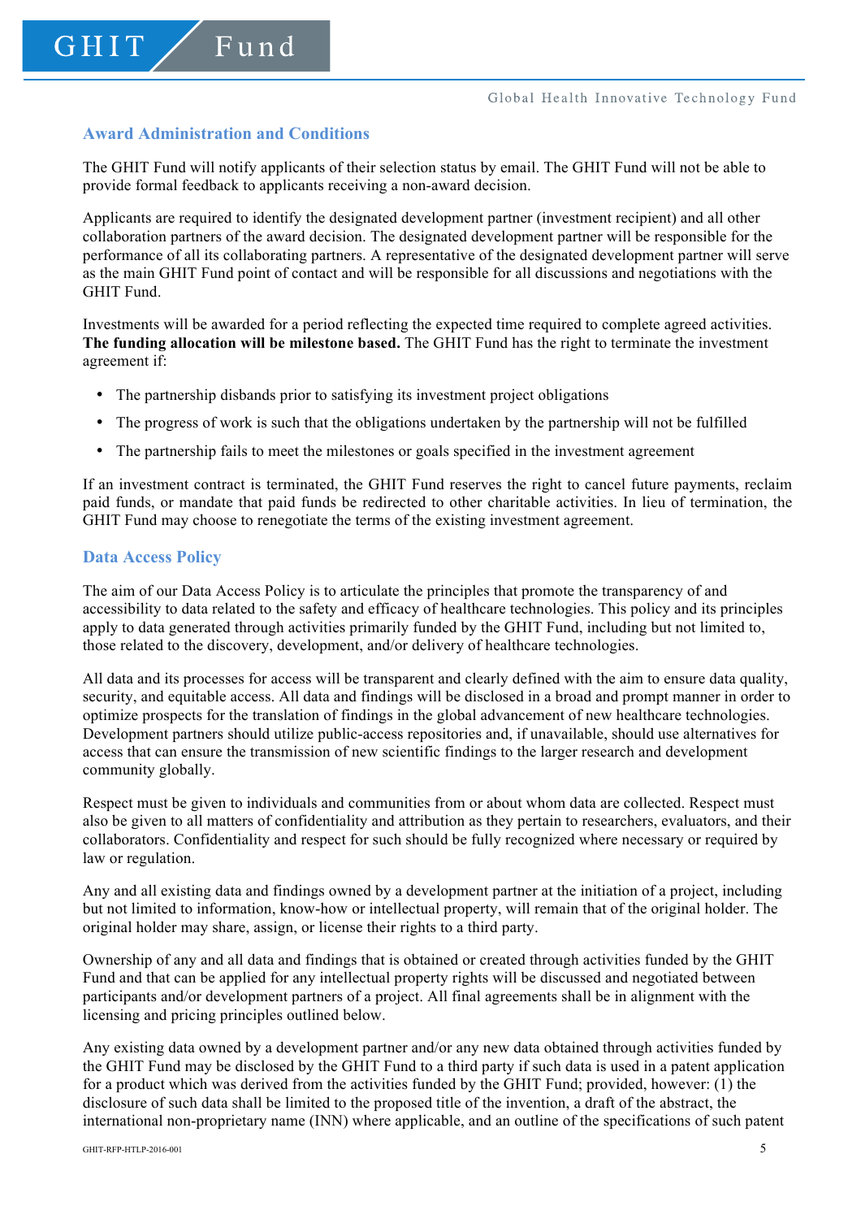## Award Administration and Conditions

The GHIT Fund will notify applicants of their selection status by email. The GHIT Fund will not be able to provide formal feedback to applicants receiving a non-award decision.

Applicants are required to identify the designated development partner (investment recipient) and all other collaboration partners of the award decision. The designated development partner will be responsible for the performance of all its collaborating partners. A representative of the designated development partner will serve as the main GHIT Fund point of contact and will be responsible for all discussions and negotiations with the GHIT Fund.

Investments will be awarded for a period reflecting the expected time required to complete agreed activities. **The funding allocation will be milestone based.** The GHIT Fund has the right to terminate the investment agreement if:

- The partnership disbands prior to satisfying its investment project obligations
- The progress of work is such that the obligations undertaken by the partnership will not be fulfilled
- The partnership fails to meet the milestones or goals specified in the investment agreement

If an investment contract is terminated, the GHIT Fund reserves the right to cancel future payments, reclaim paid funds, or mandate that paid funds be redirected to other charitable activities. In lieu of termination, the GHIT Fund may choose to renegotiate the terms of the existing investment agreement.

## Data Access Policy

The aim of our Data Access Policy is to articulate the principles that promote the transparency of and accessibility to data related to the safety and efficacy of healthcare technologies. This policy and its principles apply to data generated through activities primarily funded by the GHIT Fund, including but not limited to, those related to the discovery, development, and/or delivery of healthcare technologies.

All data and its processes for access will be transparent and clearly defined with the aim to ensure data quality, security, and equitable access. All data and findings will be disclosed in a broad and prompt manner in order to optimize prospects for the translation of findings in the global advancement of new healthcare technologies. Development partners should utilize public-access repositories and, if unavailable, should use alternatives for access that can ensure the transmission of new scientific findings to the larger research and development community globally.

Respect must be given to individuals and communities from or about whom data are collected. Respect must also be given to all matters of confidentiality and attribution as they pertain to researchers, evaluators, and their collaborators. Confidentiality and respect for such should be fully recognized where necessary or required by law or regulation.

Any and all existing data and findings owned by a development partner at the initiation of a project, including but not limited to information, know-how or intellectual property, will remain that of the original holder. The original holder may share, assign, or license their rights to a third party.

Ownership of any and all data and findings that is obtained or created through activities funded by the GHIT Fund and that can be applied for any intellectual property rights will be discussed and negotiated between participants and/or development partners of a project. All final agreements shall be in alignment with the licensing and pricing principles outlined below.

Any existing data owned by a development partner and/or any new data obtained through activities funded by the GHIT Fund may be disclosed by the GHIT Fund to a third party if such data is used in a patent application for a product which was derived from the activities funded by the GHIT Fund; provided, however: (1) the disclosure of such data shall be limited to the proposed title of the invention, a draft of the abstract, the international non-proprietary name (INN) where applicable, and an outline of the specifications of such patent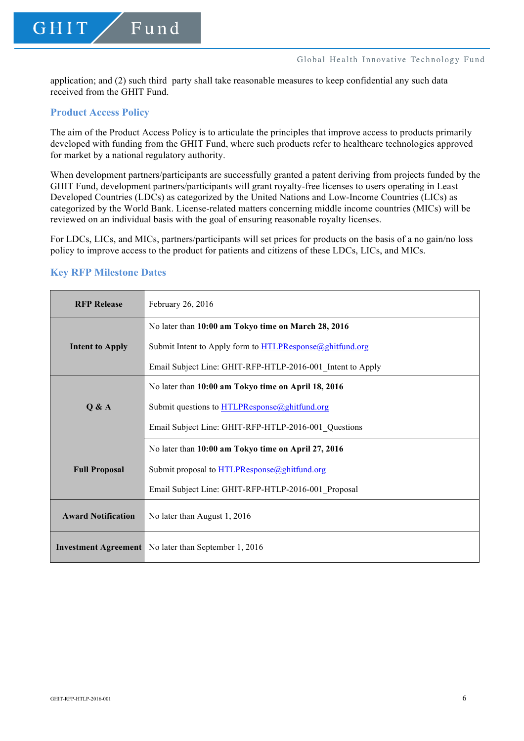application; and (2) such third party shall take reasonable measures to keep confidential any such data received from the GHIT Fund.

## Product Access Policy

The aim of the Product Access Policy is to articulate the principles that improve access to products primarily developed with funding from the GHIT Fund, where such products refer to healthcare technologies approved for market by a national regulatory authority.

When development partners/participants are successfully granted a patent deriving from projects funded by the GHIT Fund, development partners/participants will grant royalty-free licenses to users operating in Least Developed Countries (LDCs) as categorized by the United Nations and Low-Income Countries (LICs) as categorized by the World Bank. License-related matters concerning middle income countries (MICs) will be reviewed on an individual basis with the goal of ensuring reasonable royalty licenses.

For LDCs, LICs, and MICs, partners/participants will set prices for products on the basis of a no gain/no loss policy to improve access to the product for patients and citizens of these LDCs, LICs, and MICs.

## Key RFP Milestone Dates

| | |
|---|---|
| **RFP Release** | February 26, 2016 |
| **Intent to Apply** | No later than **10:00 am Tokyo time on March 28, 2016**<br><br>Submit Intent to Apply form to HTLPResponse@ghitfund.org<br><br>Email Subject Line: GHIT-RFP-HTLP-2016-001_Intent to Apply |
| **Q & A** | No later than **10:00 am Tokyo time on April 18, 2016**<br><br>Submit questions to HTLPResponse@ghitfund.org<br><br>Email Subject Line: GHIT-RFP-HTLP-2016-001_Questions |
| **Full Proposal** | No later than **10:00 am Tokyo time on April 27, 2016**<br><br>Submit proposal to HTLPResponse@ghitfund.org<br><br>Email Subject Line: GHIT-RFP-HTLP-2016-001_Proposal |
| **Award Notification** | No later than August 1, 2016 |
| **Investment Agreement** | No later than September 1, 2016 |